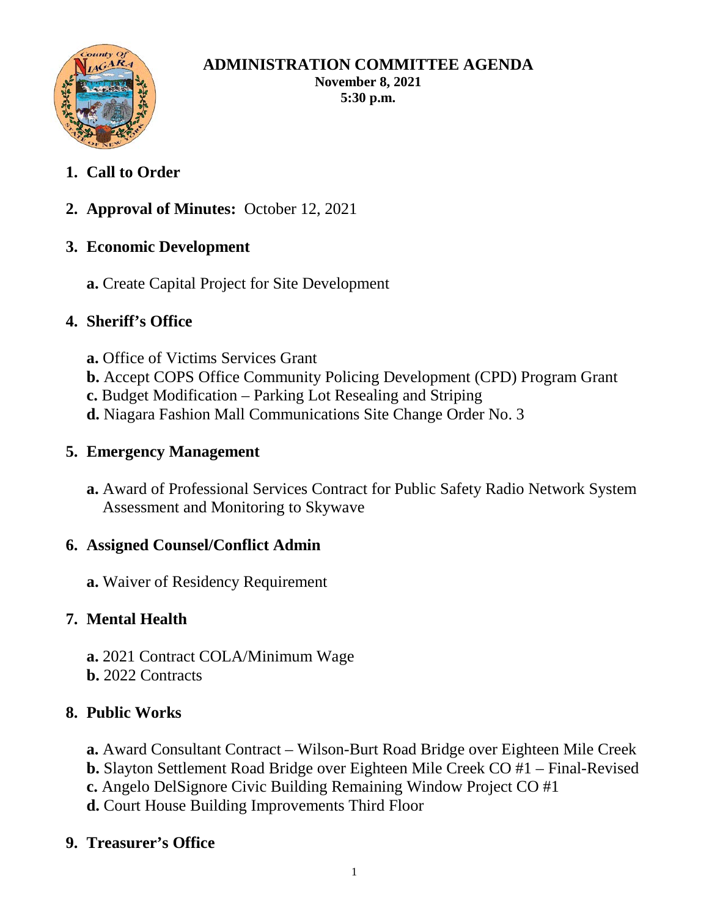# ADMINISTRATION COMMITTEE AGENDA

**November 8, 2021**
**5:30 p.m.**

1. **Call to Order**

2. **Approval of Minutes:** October 12, 2021

3. **Economic Development**

   **a.** Create Capital Project for Site Development

4. **Sheriff's Office**

   **a.** Office of Victims Services Grant
   **b.** Accept COPS Office Community Policing Development (CPD) Program Grant
   **c.** Budget Modification – Parking Lot Resealing and Striping
   **d.** Niagara Fashion Mall Communications Site Change Order No. 3

5. **Emergency Management**

   **a.** Award of Professional Services Contract for Public Safety Radio Network System Assessment and Monitoring to Skywave

6. **Assigned Counsel/Conflict Admin**

   **a.** Waiver of Residency Requirement

7. **Mental Health**

   **a.** 2021 Contract COLA/Minimum Wage
   **b.** 2022 Contracts

8. **Public Works**

   **a.** Award Consultant Contract – Wilson-Burt Road Bridge over Eighteen Mile Creek
   **b.** Slayton Settlement Road Bridge over Eighteen Mile Creek CO #1 – Final-Revised
   **c.** Angelo DelSignore Civic Building Remaining Window Project CO #1
   **d.** Court House Building Improvements Third Floor

9. **Treasurer's Office**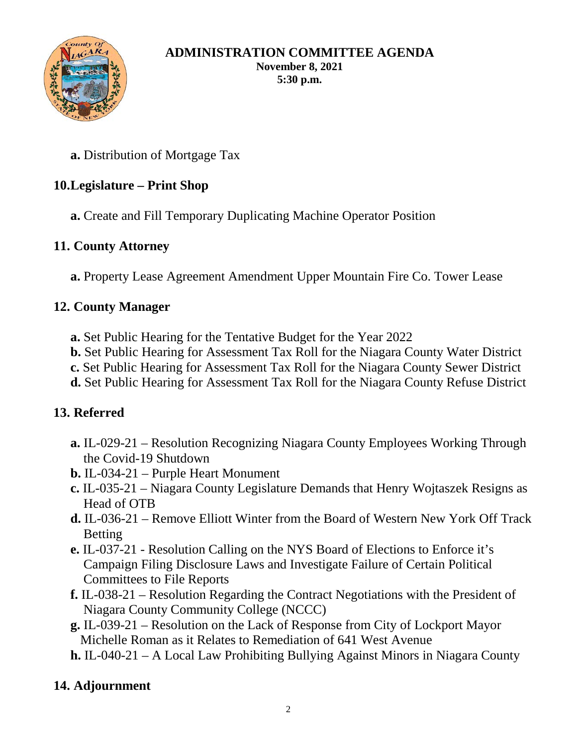**ADMINISTRATION COMMITTEE AGENDA**
**November 8, 2021**
**5:30 p.m.**

**a.** Distribution of Mortgage Tax

## 10.Legislature – Print Shop

**a.** Create and Fill Temporary Duplicating Machine Operator Position

## 11. County Attorney

**a.** Property Lease Agreement Amendment Upper Mountain Fire Co. Tower Lease

## 12. County Manager

**a.** Set Public Hearing for the Tentative Budget for the Year 2022
**b.** Set Public Hearing for Assessment Tax Roll for the Niagara County Water District
**c.** Set Public Hearing for Assessment Tax Roll for the Niagara County Sewer District
**d.** Set Public Hearing for Assessment Tax Roll for the Niagara County Refuse District

## 13. Referred

**a.** IL-029-21 – Resolution Recognizing Niagara County Employees Working Through the Covid-19 Shutdown
**b.** IL-034-21 – Purple Heart Monument
**c.** IL-035-21 – Niagara County Legislature Demands that Henry Wojtaszek Resigns as Head of OTB
**d.** IL-036-21 – Remove Elliott Winter from the Board of Western New York Off Track Betting
**e.** IL-037-21 - Resolution Calling on the NYS Board of Elections to Enforce it's Campaign Filing Disclosure Laws and Investigate Failure of Certain Political Committees to File Reports
**f.** IL-038-21 – Resolution Regarding the Contract Negotiations with the President of Niagara County Community College (NCCC)
**g.** IL-039-21 – Resolution on the Lack of Response from City of Lockport Mayor Michelle Roman as it Relates to Remediation of 641 West Avenue
**h.** IL-040-21 – A Local Law Prohibiting Bullying Against Minors in Niagara County

## 14. Adjournment